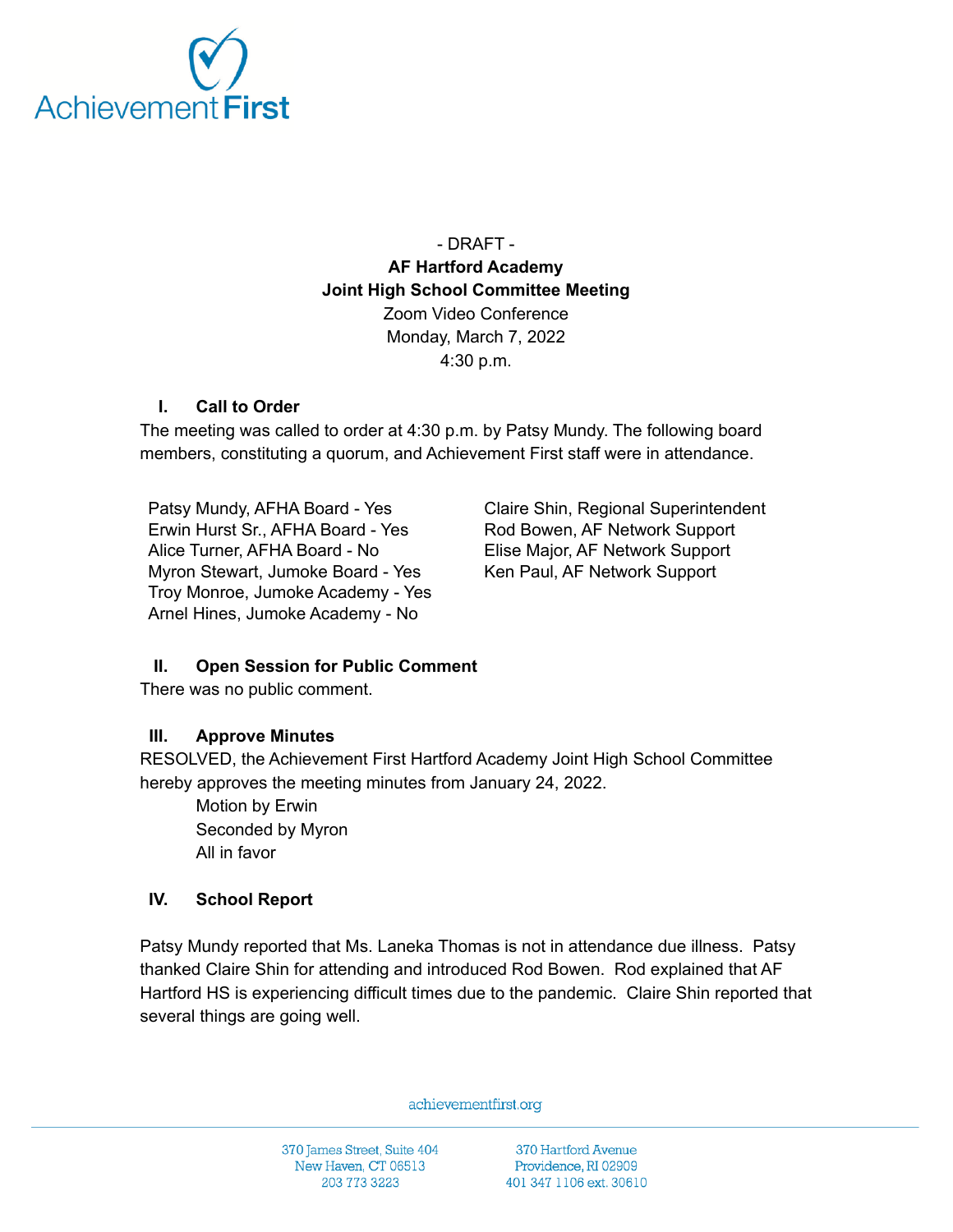- DRAFT -

**AF Hartford Academy**
**Joint High School Committee Meeting**
Zoom Video Conference
Monday, March 7, 2022
4:30 p.m.

## I. Call to Order

The meeting was called to order at 4:30 p.m. by Patsy Mundy. The following board members, constituting a quorum, and Achievement First staff were in attendance.

Patsy Mundy, AFHA Board - Yes
Erwin Hurst Sr., AFHA Board - Yes
Alice Turner, AFHA Board - No
Myron Stewart, Jumoke Board - Yes
Troy Monroe, Jumoke Academy - Yes
Arnel Hines, Jumoke Academy - No

Claire Shin, Regional Superintendent
Rod Bowen, AF Network Support
Elise Major, AF Network Support
Ken Paul, AF Network Support

## II. Open Session for Public Comment

There was no public comment.

## III. Approve Minutes

RESOLVED, the Achievement First Hartford Academy Joint High School Committee hereby approves the meeting minutes from January 24, 2022.

Motion by Erwin
Seconded by Myron
All in favor

## IV. School Report

Patsy Mundy reported that Ms. Laneka Thomas is not in attendance due illness. Patsy thanked Claire Shin for attending and introduced Rod Bowen. Rod explained that AF Hartford HS is experiencing difficult times due to the pandemic. Claire Shin reported that several things are going well.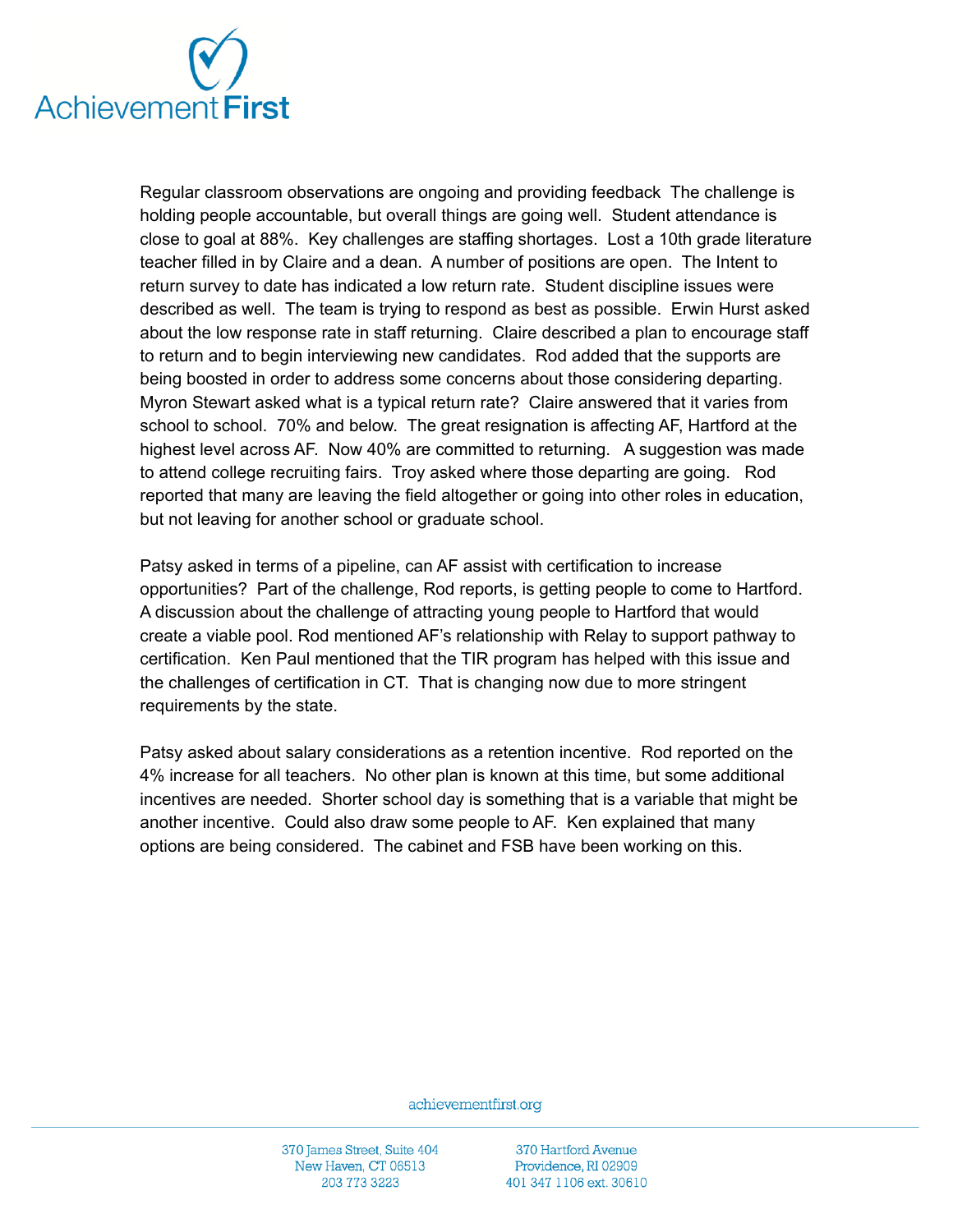Regular classroom observations are ongoing and providing feedback  The challenge is holding people accountable, but overall things are going well.  Student attendance is close to goal at 88%.  Key challenges are staffing shortages.  Lost a 10th grade literature teacher filled in by Claire and a dean.  A number of positions are open.  The Intent to return survey to date has indicated a low return rate.  Student discipline issues were described as well.  The team is trying to respond as best as possible.  Erwin Hurst asked about the low response rate in staff returning.  Claire described a plan to encourage staff to return and to begin interviewing new candidates.  Rod added that the supports are being boosted in order to address some concerns about those considering departing.  Myron Stewart asked what is a typical return rate?  Claire answered that it varies from school to school.  70% and below.  The great resignation is affecting AF, Hartford at the highest level across AF.  Now 40% are committed to returning.   A suggestion was made to attend college recruiting fairs.  Troy asked where those departing are going.   Rod reported that many are leaving the field altogether or going into other roles in education, but not leaving for another school or graduate school.

Patsy asked in terms of a pipeline, can AF assist with certification to increase opportunities?  Part of the challenge, Rod reports, is getting people to come to Hartford.  A discussion about the challenge of attracting young people to Hartford that would create a viable pool. Rod mentioned AF's relationship with Relay to support pathway to certification.  Ken Paul mentioned that the TIR program has helped with this issue and the challenges of certification in CT.  That is changing now due to more stringent requirements by the state.

Patsy asked about salary considerations as a retention incentive.  Rod reported on the 4% increase for all teachers.  No other plan is known at this time, but some additional incentives are needed.  Shorter school day is something that is a variable that might be another incentive.  Could also draw some people to AF.  Ken explained that many options are being considered.  The cabinet and FSB have been working on this.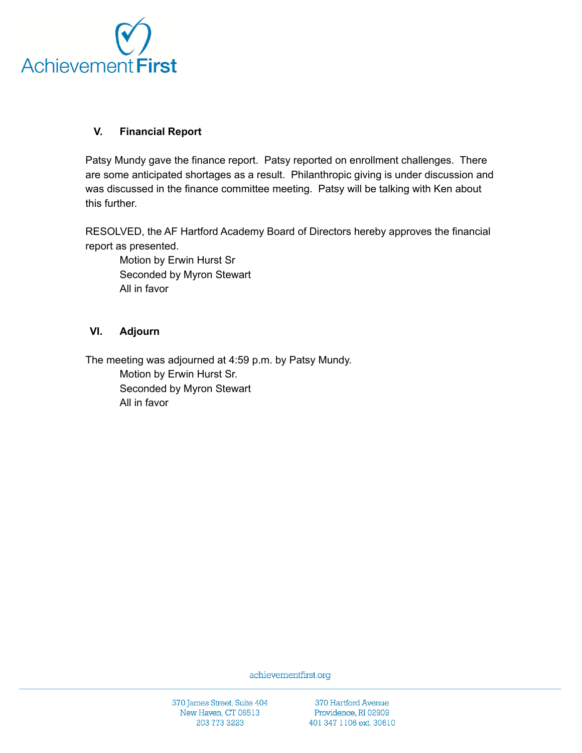## V. Financial Report

Patsy Mundy gave the finance report. Patsy reported on enrollment challenges. There are some anticipated shortages as a result. Philanthropic giving is under discussion and was discussed in the finance committee meeting. Patsy will be talking with Ken about this further.

RESOLVED, the AF Hartford Academy Board of Directors hereby approves the financial report as presented.

Motion by Erwin Hurst Sr
Seconded by Myron Stewart
All in favor

## VI. Adjourn

The meeting was adjourned at 4:59 p.m. by Patsy Mundy.

Motion by Erwin Hurst Sr.
Seconded by Myron Stewart
All in favor